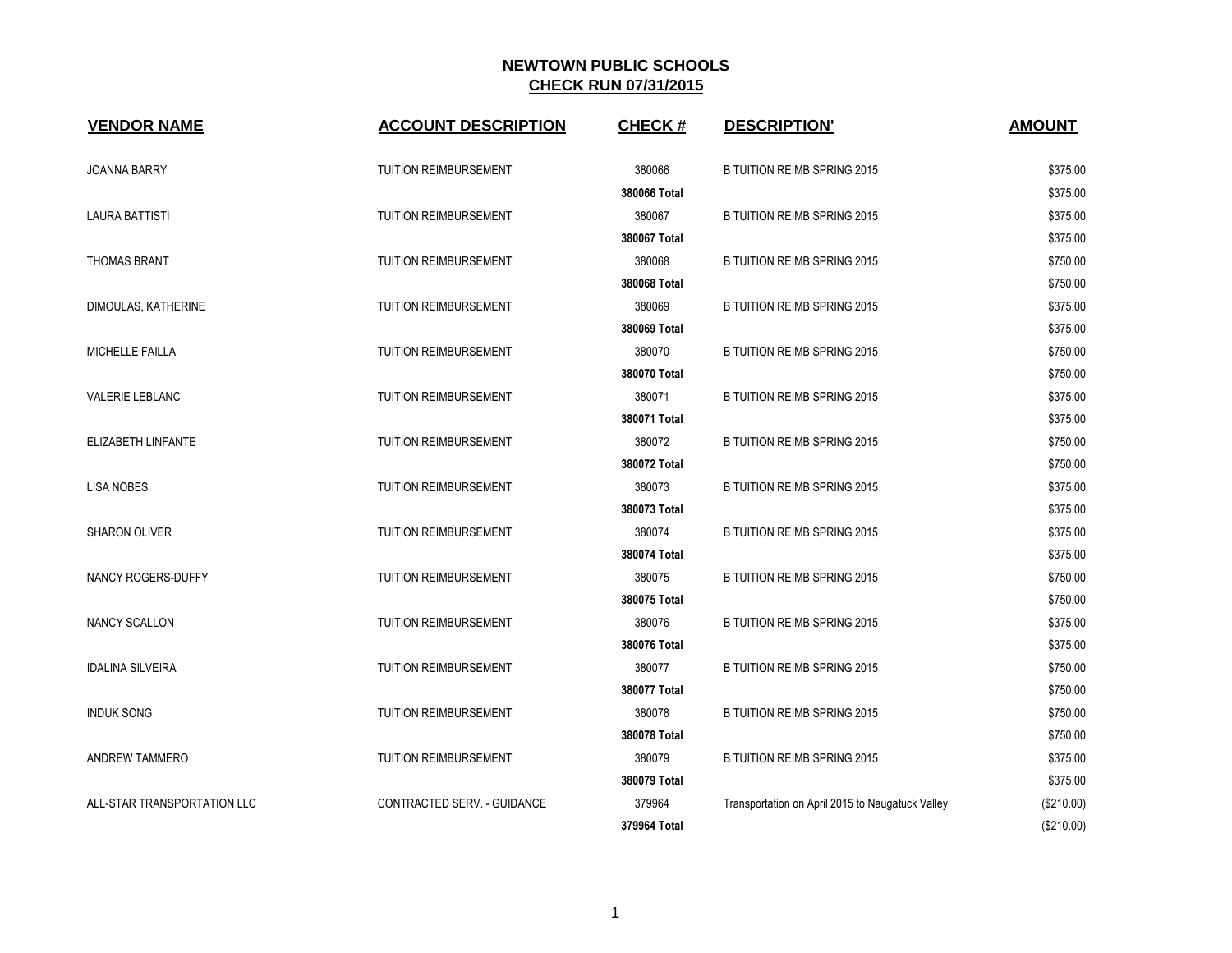# NEWTOWN PUBLIC SCHOOLS

## CHECK RUN 07/31/2015

| VENDOR NAME | ACCOUNT DESCRIPTION | CHECK # | DESCRIPTION' | AMOUNT |
|---|---|---|---|---|
| JOANNA BARRY | TUITION REIMBURSEMENT | 380066 | B TUITION REIMB SPRING 2015 | $375.00 |
| | | **380066 Total** | | $375.00 |
| LAURA BATTISTI | TUITION REIMBURSEMENT | 380067 | B TUITION REIMB SPRING 2015 | $375.00 |
| | | **380067 Total** | | $375.00 |
| THOMAS BRANT | TUITION REIMBURSEMENT | 380068 | B TUITION REIMB SPRING 2015 | $750.00 |
| | | **380068 Total** | | $750.00 |
| DIMOULAS, KATHERINE | TUITION REIMBURSEMENT | 380069 | B TUITION REIMB SPRING 2015 | $375.00 |
| | | **380069 Total** | | $375.00 |
| MICHELLE FAILLA | TUITION REIMBURSEMENT | 380070 | B TUITION REIMB SPRING 2015 | $750.00 |
| | | **380070 Total** | | $750.00 |
| VALERIE LEBLANC | TUITION REIMBURSEMENT | 380071 | B TUITION REIMB SPRING 2015 | $375.00 |
| | | **380071 Total** | | $375.00 |
| ELIZABETH LINFANTE | TUITION REIMBURSEMENT | 380072 | B TUITION REIMB SPRING 2015 | $750.00 |
| | | **380072 Total** | | $750.00 |
| LISA NOBES | TUITION REIMBURSEMENT | 380073 | B TUITION REIMB SPRING 2015 | $375.00 |
| | | **380073 Total** | | $375.00 |
| SHARON OLIVER | TUITION REIMBURSEMENT | 380074 | B TUITION REIMB SPRING 2015 | $375.00 |
| | | **380074 Total** | | $375.00 |
| NANCY ROGERS-DUFFY | TUITION REIMBURSEMENT | 380075 | B TUITION REIMB SPRING 2015 | $750.00 |
| | | **380075 Total** | | $750.00 |
| NANCY SCALLON | TUITION REIMBURSEMENT | 380076 | B TUITION REIMB SPRING 2015 | $375.00 |
| | | **380076 Total** | | $375.00 |
| IDALINA SILVEIRA | TUITION REIMBURSEMENT | 380077 | B TUITION REIMB SPRING 2015 | $750.00 |
| | | **380077 Total** | | $750.00 |
| INDUK SONG | TUITION REIMBURSEMENT | 380078 | B TUITION REIMB SPRING 2015 | $750.00 |
| | | **380078 Total** | | $750.00 |
| ANDREW TAMMERO | TUITION REIMBURSEMENT | 380079 | B TUITION REIMB SPRING 2015 | $375.00 |
| | | **380079 Total** | | $375.00 |
| ALL-STAR TRANSPORTATION LLC | CONTRACTED SERV. - GUIDANCE | 379964 | Transportation on April 2015 to Naugatuck Valley | ($210.00) |
| | | **379964 Total** | | ($210.00) |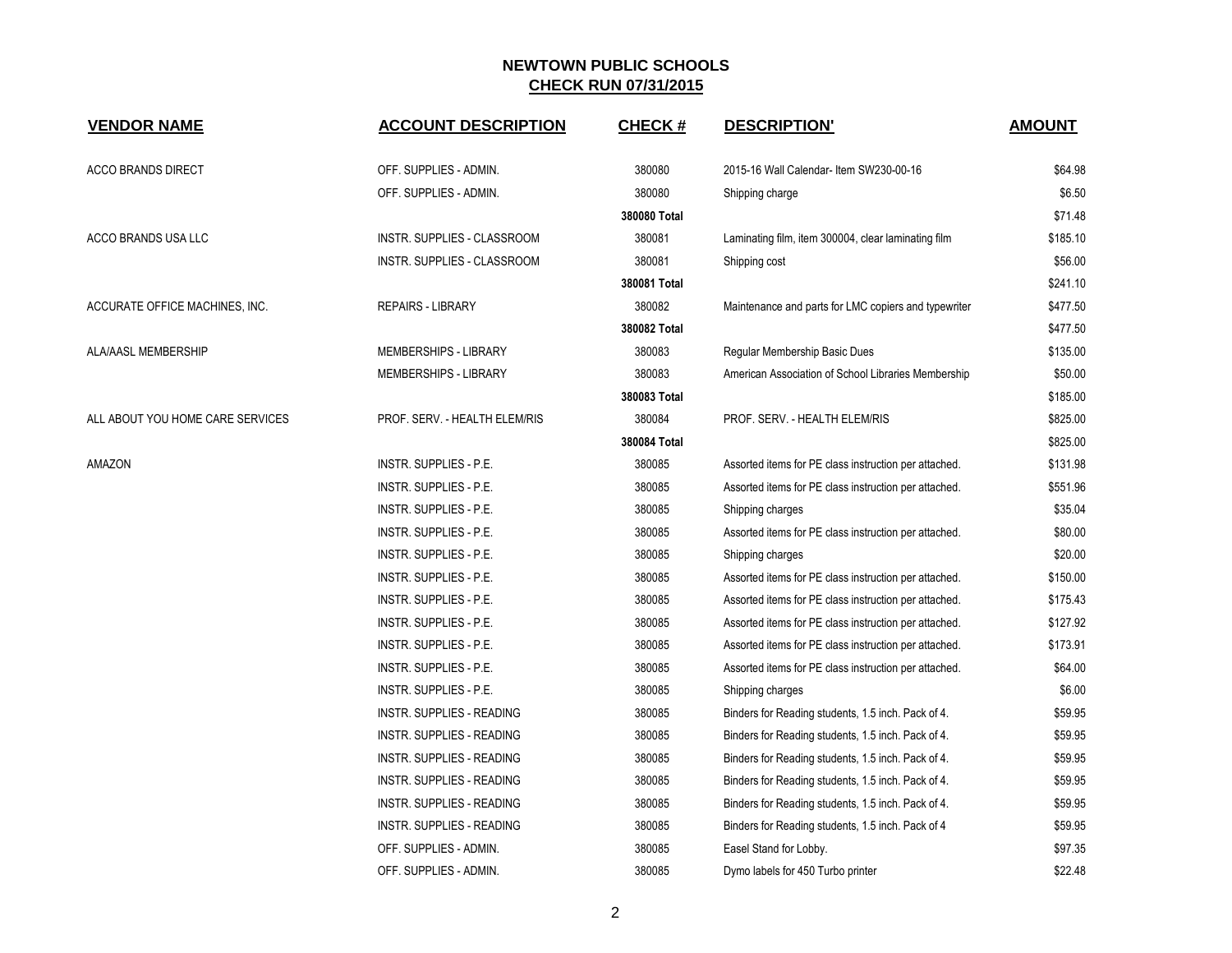# NEWTOWN PUBLIC SCHOOLS

## CHECK RUN 07/31/2015

| VENDOR NAME | ACCOUNT DESCRIPTION | CHECK # | DESCRIPTION' | AMOUNT |
|---|---|---|---|---|
| ACCO BRANDS DIRECT | OFF. SUPPLIES - ADMIN. | 380080 | 2015-16 Wall Calendar- Item SW230-00-16 | $64.98 |
| | OFF. SUPPLIES - ADMIN. | 380080 | Shipping charge | $6.50 |
| | | **380080 Total** | | $71.48 |
| ACCO BRANDS USA LLC | INSTR. SUPPLIES - CLASSROOM | 380081 | Laminating film, item 300004, clear laminating film | $185.10 |
| | INSTR. SUPPLIES - CLASSROOM | 380081 | Shipping cost | $56.00 |
| | | **380081 Total** | | $241.10 |
| ACCURATE OFFICE MACHINES, INC. | REPAIRS - LIBRARY | 380082 | Maintenance and parts for LMC copiers and typewriter | $477.50 |
| | | **380082 Total** | | $477.50 |
| ALA/AASL MEMBERSHIP | MEMBERSHIPS - LIBRARY | 380083 | Regular Membership Basic Dues | $135.00 |
| | MEMBERSHIPS - LIBRARY | 380083 | American Association of School Libraries Membership | $50.00 |
| | | **380083 Total** | | $185.00 |
| ALL ABOUT YOU HOME CARE SERVICES | PROF. SERV. - HEALTH ELEM/RIS | 380084 | PROF. SERV. - HEALTH ELEM/RIS | $825.00 |
| | | **380084 Total** | | $825.00 |
| AMAZON | INSTR. SUPPLIES - P.E. | 380085 | Assorted items for PE class instruction per attached. | $131.98 |
| | INSTR. SUPPLIES - P.E. | 380085 | Assorted items for PE class instruction per attached. | $551.96 |
| | INSTR. SUPPLIES - P.E. | 380085 | Shipping charges | $35.04 |
| | INSTR. SUPPLIES - P.E. | 380085 | Assorted items for PE class instruction per attached. | $80.00 |
| | INSTR. SUPPLIES - P.E. | 380085 | Shipping charges | $20.00 |
| | INSTR. SUPPLIES - P.E. | 380085 | Assorted items for PE class instruction per attached. | $150.00 |
| | INSTR. SUPPLIES - P.E. | 380085 | Assorted items for PE class instruction per attached. | $175.43 |
| | INSTR. SUPPLIES - P.E. | 380085 | Assorted items for PE class instruction per attached. | $127.92 |
| | INSTR. SUPPLIES - P.E. | 380085 | Assorted items for PE class instruction per attached. | $173.91 |
| | INSTR. SUPPLIES - P.E. | 380085 | Assorted items for PE class instruction per attached. | $64.00 |
| | INSTR. SUPPLIES - P.E. | 380085 | Shipping charges | $6.00 |
| | INSTR. SUPPLIES - READING | 380085 | Binders for Reading students, 1.5 inch. Pack of 4. | $59.95 |
| | INSTR. SUPPLIES - READING | 380085 | Binders for Reading students, 1.5 inch. Pack of 4. | $59.95 |
| | INSTR. SUPPLIES - READING | 380085 | Binders for Reading students, 1.5 inch. Pack of 4. | $59.95 |
| | INSTR. SUPPLIES - READING | 380085 | Binders for Reading students, 1.5 inch. Pack of 4. | $59.95 |
| | INSTR. SUPPLIES - READING | 380085 | Binders for Reading students, 1.5 inch. Pack of 4. | $59.95 |
| | INSTR. SUPPLIES - READING | 380085 | Binders for Reading students, 1.5 inch. Pack of 4 | $59.95 |
| | OFF. SUPPLIES - ADMIN. | 380085 | Easel Stand for Lobby. | $97.35 |
| | OFF. SUPPLIES - ADMIN. | 380085 | Dymo labels for 450 Turbo printer | $22.48 |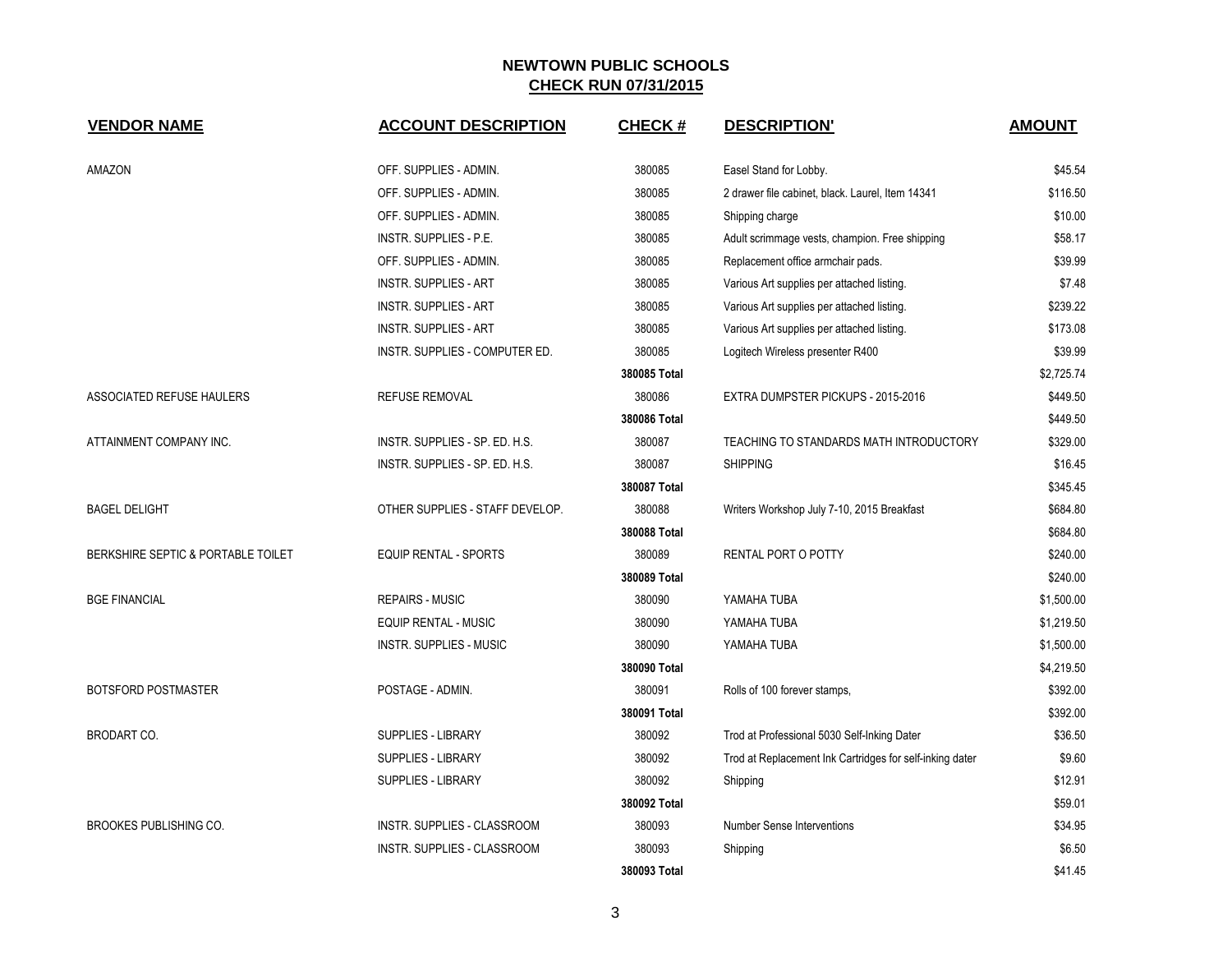# NEWTOWN PUBLIC SCHOOLS
## CHECK RUN 07/31/2015

| VENDOR NAME | ACCOUNT DESCRIPTION | CHECK # | DESCRIPTION' | AMOUNT |
|---|---|---|---|---|
| AMAZON | OFF. SUPPLIES - ADMIN. | 380085 | Easel Stand for Lobby. | $45.54 |
| | OFF. SUPPLIES - ADMIN. | 380085 | 2 drawer file cabinet, black. Laurel, Item 14341 | $116.50 |
| | OFF. SUPPLIES - ADMIN. | 380085 | Shipping charge | $10.00 |
| | INSTR. SUPPLIES - P.E. | 380085 | Adult scrimmage vests, champion. Free shipping | $58.17 |
| | OFF. SUPPLIES - ADMIN. | 380085 | Replacement office armchair pads. | $39.99 |
| | INSTR. SUPPLIES - ART | 380085 | Various Art supplies per attached listing. | $7.48 |
| | INSTR. SUPPLIES - ART | 380085 | Various Art supplies per attached listing. | $239.22 |
| | INSTR. SUPPLIES - ART | 380085 | Various Art supplies per attached listing. | $173.08 |
| | INSTR. SUPPLIES - COMPUTER ED. | 380085 | Logitech Wireless presenter R400 | $39.99 |
| | | **380085 Total** | | $2,725.74 |
| ASSOCIATED REFUSE HAULERS | REFUSE REMOVAL | 380086 | EXTRA DUMPSTER PICKUPS - 2015-2016 | $449.50 |
| | | **380086 Total** | | $449.50 |
| ATTAINMENT COMPANY INC. | INSTR. SUPPLIES - SP. ED. H.S. | 380087 | TEACHING TO STANDARDS MATH INTRODUCTORY | $329.00 |
| | INSTR. SUPPLIES - SP. ED. H.S. | 380087 | SHIPPING | $16.45 |
| | | **380087 Total** | | $345.45 |
| BAGEL DELIGHT | OTHER SUPPLIES - STAFF DEVELOP. | 380088 | Writers Workshop July 7-10, 2015 Breakfast | $684.80 |
| | | **380088 Total** | | $684.80 |
| BERKSHIRE SEPTIC & PORTABLE TOILET | EQUIP RENTAL - SPORTS | 380089 | RENTAL PORT O POTTY | $240.00 |
| | | **380089 Total** | | $240.00 |
| BGE FINANCIAL | REPAIRS - MUSIC | 380090 | YAMAHA TUBA | $1,500.00 |
| | EQUIP RENTAL - MUSIC | 380090 | YAMAHA TUBA | $1,219.50 |
| | INSTR. SUPPLIES - MUSIC | 380090 | YAMAHA TUBA | $1,500.00 |
| | | **380090 Total** | | $4,219.50 |
| BOTSFORD POSTMASTER | POSTAGE - ADMIN. | 380091 | Rolls of 100 forever stamps, | $392.00 |
| | | **380091 Total** | | $392.00 |
| BRODART CO. | SUPPLIES - LIBRARY | 380092 | Trod at Professional 5030 Self-Inking Dater | $36.50 |
| | SUPPLIES - LIBRARY | 380092 | Trod at Replacement Ink Cartridges for self-inking dater | $9.60 |
| | SUPPLIES - LIBRARY | 380092 | Shipping | $12.91 |
| | | **380092 Total** | | $59.01 |
| BROOKES PUBLISHING CO. | INSTR. SUPPLIES - CLASSROOM | 380093 | Number Sense Interventions | $34.95 |
| | INSTR. SUPPLIES - CLASSROOM | 380093 | Shipping | $6.50 |
| | | **380093 Total** | | $41.45 |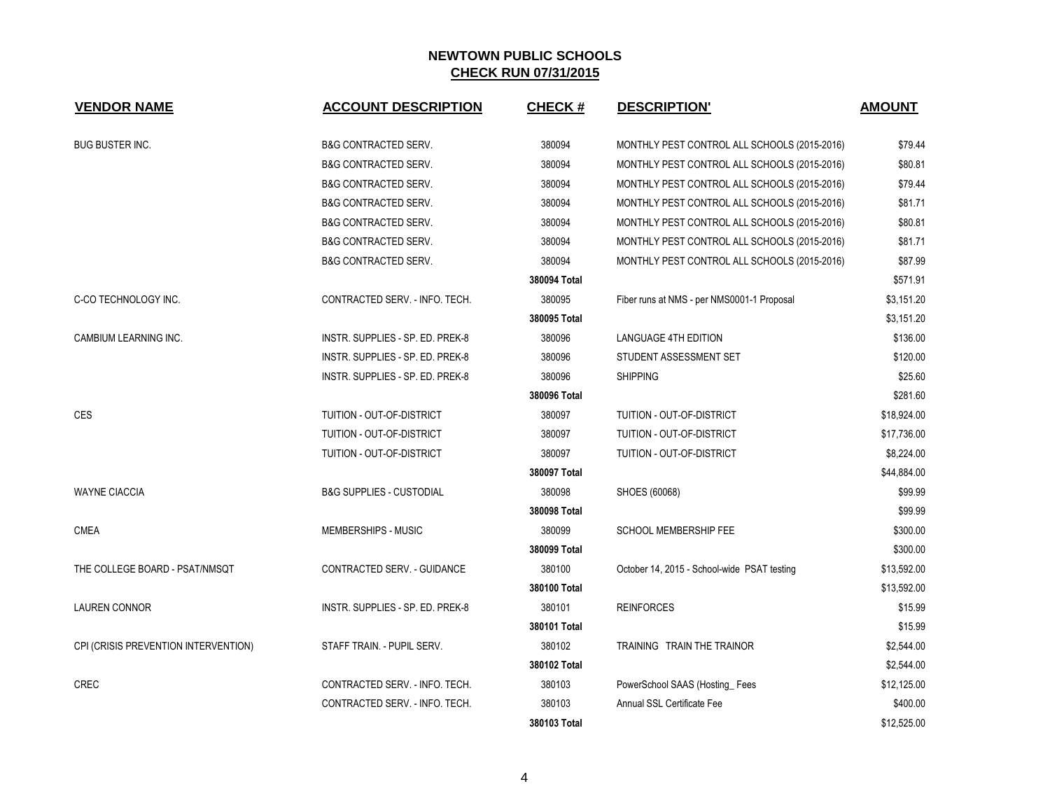# NEWTOWN PUBLIC SCHOOLS

## CHECK RUN 07/31/2015

| VENDOR NAME | ACCOUNT DESCRIPTION | CHECK # | DESCRIPTION' | AMOUNT |
|---|---|---|---|---|
| BUG BUSTER INC. | B&G CONTRACTED SERV. | 380094 | MONTHLY PEST CONTROL ALL SCHOOLS (2015-2016) | $79.44 |
| | B&G CONTRACTED SERV. | 380094 | MONTHLY PEST CONTROL ALL SCHOOLS (2015-2016) | $80.81 |
| | B&G CONTRACTED SERV. | 380094 | MONTHLY PEST CONTROL ALL SCHOOLS (2015-2016) | $79.44 |
| | B&G CONTRACTED SERV. | 380094 | MONTHLY PEST CONTROL ALL SCHOOLS (2015-2016) | $81.71 |
| | B&G CONTRACTED SERV. | 380094 | MONTHLY PEST CONTROL ALL SCHOOLS (2015-2016) | $80.81 |
| | B&G CONTRACTED SERV. | 380094 | MONTHLY PEST CONTROL ALL SCHOOLS (2015-2016) | $81.71 |
| | B&G CONTRACTED SERV. | 380094 | MONTHLY PEST CONTROL ALL SCHOOLS (2015-2016) | $87.99 |
| | | **380094 Total** | | $571.91 |
| C-CO TECHNOLOGY INC. | CONTRACTED SERV. - INFO. TECH. | 380095 | Fiber runs at NMS - per NMS0001-1 Proposal | $3,151.20 |
| | | **380095 Total** | | $3,151.20 |
| CAMBIUM LEARNING INC. | INSTR. SUPPLIES - SP. ED. PREK-8 | 380096 | LANGUAGE 4TH EDITION | $136.00 |
| | INSTR. SUPPLIES - SP. ED. PREK-8 | 380096 | STUDENT ASSESSMENT SET | $120.00 |
| | INSTR. SUPPLIES - SP. ED. PREK-8 | 380096 | SHIPPING | $25.60 |
| | | **380096 Total** | | $281.60 |
| CES | TUITION - OUT-OF-DISTRICT | 380097 | TUITION - OUT-OF-DISTRICT | $18,924.00 |
| | TUITION - OUT-OF-DISTRICT | 380097 | TUITION - OUT-OF-DISTRICT | $17,736.00 |
| | TUITION - OUT-OF-DISTRICT | 380097 | TUITION - OUT-OF-DISTRICT | $8,224.00 |
| | | **380097 Total** | | $44,884.00 |
| WAYNE CIACCIA | B&G SUPPLIES - CUSTODIAL | 380098 | SHOES (60068) | $99.99 |
| | | **380098 Total** | | $99.99 |
| CMEA | MEMBERSHIPS - MUSIC | 380099 | SCHOOL MEMBERSHIP FEE | $300.00 |
| | | **380099 Total** | | $300.00 |
| THE COLLEGE BOARD - PSAT/NMSQT | CONTRACTED SERV. - GUIDANCE | 380100 | October 14, 2015 - School-wide PSAT testing | $13,592.00 |
| | | **380100 Total** | | $13,592.00 |
| LAUREN CONNOR | INSTR. SUPPLIES - SP. ED. PREK-8 | 380101 | REINFORCES | $15.99 |
| | | **380101 Total** | | $15.99 |
| CPI (CRISIS PREVENTION INTERVENTION) | STAFF TRAIN. - PUPIL SERV. | 380102 | TRAINING TRAIN THE TRAINOR | $2,544.00 |
| | | **380102 Total** | | $2,544.00 |
| CREC | CONTRACTED SERV. - INFO. TECH. | 380103 | PowerSchool SAAS (Hosting_ Fees | $12,125.00 |
| | CONTRACTED SERV. - INFO. TECH. | 380103 | Annual SSL Certificate Fee | $400.00 |
| | | **380103 Total** | | $12,525.00 |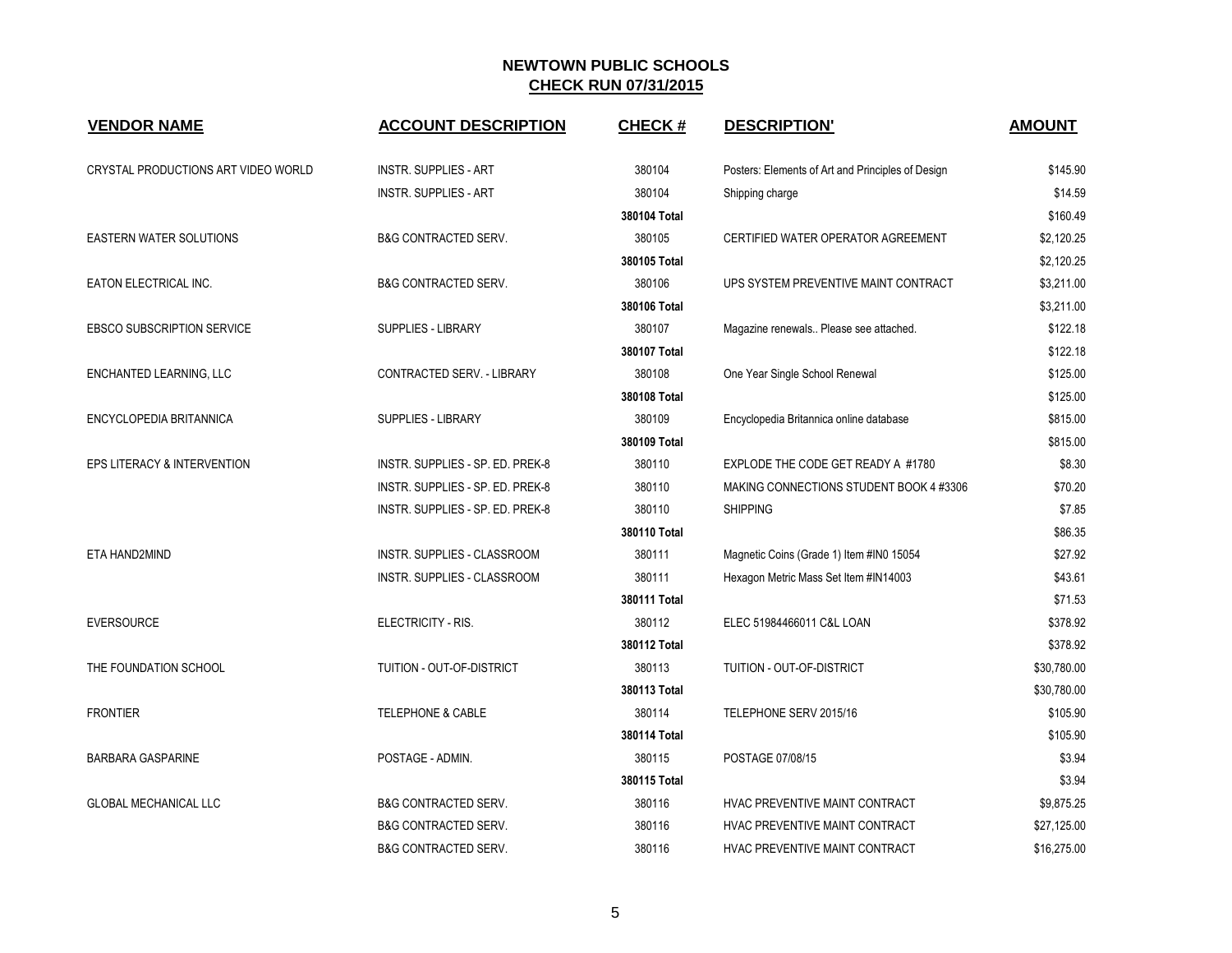## NEWTOWN PUBLIC SCHOOLS
## CHECK RUN 07/31/2015

| VENDOR NAME | ACCOUNT DESCRIPTION | CHECK # | DESCRIPTION' | AMOUNT |
|---|---|---|---|---|
| CRYSTAL PRODUCTIONS ART VIDEO WORLD | INSTR. SUPPLIES - ART | 380104 | Posters: Elements of Art and Principles of Design | $145.90 |
| | INSTR. SUPPLIES - ART | 380104 | Shipping charge | $14.59 |
| | | **380104 Total** | | $160.49 |
| EASTERN WATER SOLUTIONS | B&G CONTRACTED SERV. | 380105 | CERTIFIED WATER OPERATOR AGREEMENT | $2,120.25 |
| | | **380105 Total** | | $2,120.25 |
| EATON ELECTRICAL INC. | B&G CONTRACTED SERV. | 380106 | UPS SYSTEM PREVENTIVE MAINT CONTRACT | $3,211.00 |
| | | **380106 Total** | | $3,211.00 |
| EBSCO SUBSCRIPTION SERVICE | SUPPLIES - LIBRARY | 380107 | Magazine renewals.. Please see attached. | $122.18 |
| | | **380107 Total** | | $122.18 |
| ENCHANTED LEARNING, LLC | CONTRACTED SERV. - LIBRARY | 380108 | One Year Single School Renewal | $125.00 |
| | | **380108 Total** | | $125.00 |
| ENCYCLOPEDIA BRITANNICA | SUPPLIES - LIBRARY | 380109 | Encyclopedia Britannica online database | $815.00 |
| | | **380109 Total** | | $815.00 |
| EPS LITERACY & INTERVENTION | INSTR. SUPPLIES - SP. ED. PREK-8 | 380110 | EXPLODE THE CODE GET READY A #1780 | $8.30 |
| | INSTR. SUPPLIES - SP. ED. PREK-8 | 380110 | MAKING CONNECTIONS STUDENT BOOK 4 #3306 | $70.20 |
| | INSTR. SUPPLIES - SP. ED. PREK-8 | 380110 | SHIPPING | $7.85 |
| | | **380110 Total** | | $86.35 |
| ETA HAND2MIND | INSTR. SUPPLIES - CLASSROOM | 380111 | Magnetic Coins (Grade 1) Item #IN0 15054 | $27.92 |
| | INSTR. SUPPLIES - CLASSROOM | 380111 | Hexagon Metric Mass Set Item #IN14003 | $43.61 |
| | | **380111 Total** | | $71.53 |
| EVERSOURCE | ELECTRICITY - RIS. | 380112 | ELEC 51984466011 C&L LOAN | $378.92 |
| | | **380112 Total** | | $378.92 |
| THE FOUNDATION SCHOOL | TUITION - OUT-OF-DISTRICT | 380113 | TUITION - OUT-OF-DISTRICT | $30,780.00 |
| | | **380113 Total** | | $30,780.00 |
| FRONTIER | TELEPHONE & CABLE | 380114 | TELEPHONE SERV 2015/16 | $105.90 |
| | | **380114 Total** | | $105.90 |
| BARBARA GASPARINE | POSTAGE - ADMIN. | 380115 | POSTAGE 07/08/15 | $3.94 |
| | | **380115 Total** | | $3.94 |
| GLOBAL MECHANICAL LLC | B&G CONTRACTED SERV. | 380116 | HVAC PREVENTIVE MAINT CONTRACT | $9,875.25 |
| | B&G CONTRACTED SERV. | 380116 | HVAC PREVENTIVE MAINT CONTRACT | $27,125.00 |
| | B&G CONTRACTED SERV. | 380116 | HVAC PREVENTIVE MAINT CONTRACT | $16,275.00 |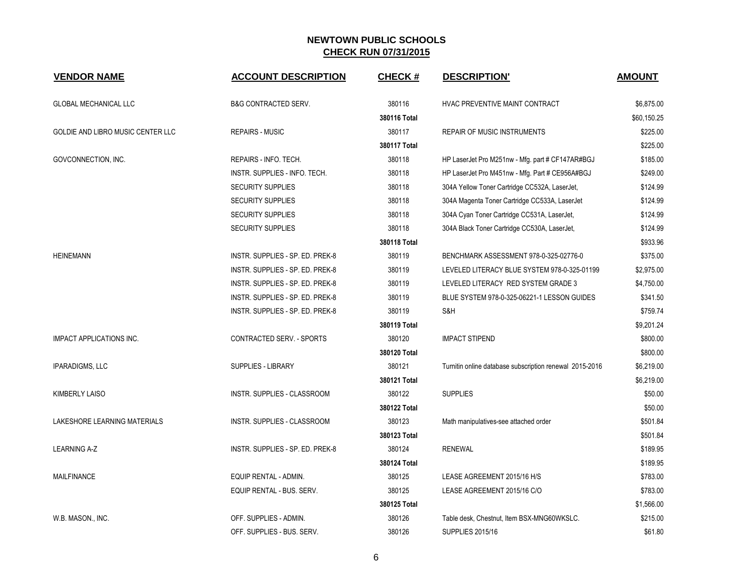# NEWTOWN PUBLIC SCHOOLS

## CHECK RUN 07/31/2015

| VENDOR NAME | ACCOUNT DESCRIPTION | CHECK # | DESCRIPTION' | AMOUNT |
|---|---|---|---|---|
| GLOBAL MECHANICAL LLC | B&G CONTRACTED SERV. | 380116 | HVAC PREVENTIVE MAINT CONTRACT | $6,875.00 |
| | | **380116 Total** | | $60,150.25 |
| GOLDIE AND LIBRO MUSIC CENTER LLC | REPAIRS - MUSIC | 380117 | REPAIR OF MUSIC INSTRUMENTS | $225.00 |
| | | **380117 Total** | | $225.00 |
| GOVCONNECTION, INC. | REPAIRS - INFO. TECH. | 380118 | HP LaserJet Pro M251nw - Mfg. part # CF147AR#BGJ | $185.00 |
| | INSTR. SUPPLIES - INFO. TECH. | 380118 | HP LaserJet Pro M451nw - Mfg. Part # CE956A#BGJ | $249.00 |
| | SECURITY SUPPLIES | 380118 | 304A Yellow Toner Cartridge CC532A, LaserJet, | $124.99 |
| | SECURITY SUPPLIES | 380118 | 304A Magenta Toner Cartridge CC533A, LaserJet | $124.99 |
| | SECURITY SUPPLIES | 380118 | 304A Cyan Toner Cartridge CC531A, LaserJet, | $124.99 |
| | SECURITY SUPPLIES | 380118 | 304A Black Toner Cartridge CC530A, LaserJet, | $124.99 |
| | | **380118 Total** | | $933.96 |
| HEINEMANN | INSTR. SUPPLIES - SP. ED. PREK-8 | 380119 | BENCHMARK ASSESSMENT 978-0-325-02776-0 | $375.00 |
| | INSTR. SUPPLIES - SP. ED. PREK-8 | 380119 | LEVELED LITERACY BLUE SYSTEM 978-0-325-01199 | $2,975.00 |
| | INSTR. SUPPLIES - SP. ED. PREK-8 | 380119 | LEVELED LITERACY RED SYSTEM GRADE 3 | $4,750.00 |
| | INSTR. SUPPLIES - SP. ED. PREK-8 | 380119 | BLUE SYSTEM 978-0-325-06221-1 LESSON GUIDES | $341.50 |
| | INSTR. SUPPLIES - SP. ED. PREK-8 | 380119 | S&H | $759.74 |
| | | **380119 Total** | | $9,201.24 |
| IMPACT APPLICATIONS INC. | CONTRACTED SERV. - SPORTS | 380120 | IMPACT STIPEND | $800.00 |
| | | **380120 Total** | | $800.00 |
| IPARADIGMS, LLC | SUPPLIES - LIBRARY | 380121 | Turnitin online database subscription renewal 2015-2016 | $6,219.00 |
| | | **380121 Total** | | $6,219.00 |
| KIMBERLY LAISO | INSTR. SUPPLIES - CLASSROOM | 380122 | SUPPLIES | $50.00 |
| | | **380122 Total** | | $50.00 |
| LAKESHORE LEARNING MATERIALS | INSTR. SUPPLIES - CLASSROOM | 380123 | Math manipulatives-see attached order | $501.84 |
| | | **380123 Total** | | $501.84 |
| LEARNING A-Z | INSTR. SUPPLIES - SP. ED. PREK-8 | 380124 | RENEWAL | $189.95 |
| | | **380124 Total** | | $189.95 |
| MAILFINANCE | EQUIP RENTAL - ADMIN. | 380125 | LEASE AGREEMENT 2015/16 H/S | $783.00 |
| | EQUIP RENTAL - BUS. SERV. | 380125 | LEASE AGREEMENT 2015/16 C/O | $783.00 |
| | | **380125 Total** | | $1,566.00 |
| W.B. MASON., INC. | OFF. SUPPLIES - ADMIN. | 380126 | Table desk, Chestnut, Item BSX-MNG60WKSLC. | $215.00 |
| | OFF. SUPPLIES - BUS. SERV. | 380126 | SUPPLIES 2015/16 | $61.80 |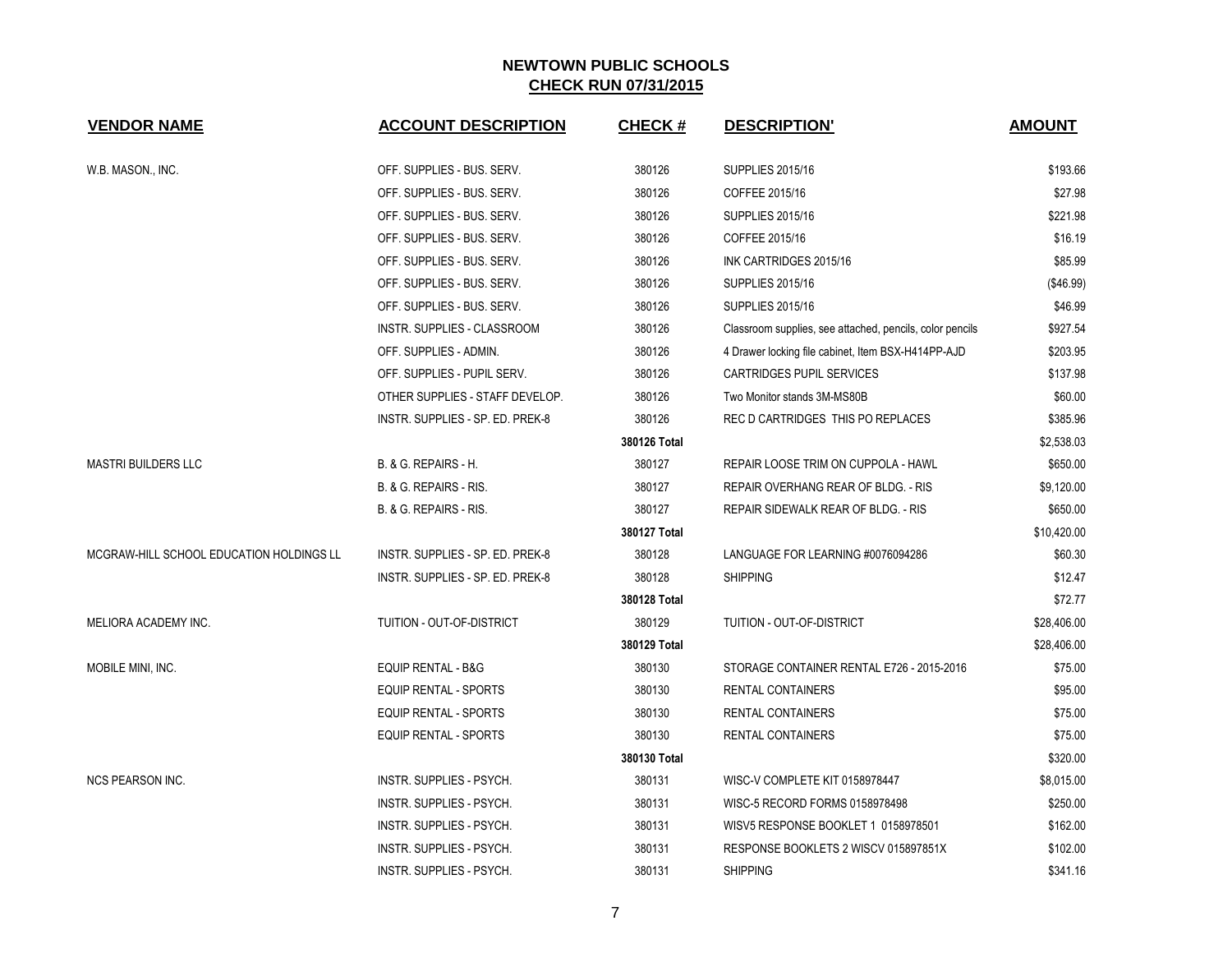# NEWTOWN PUBLIC SCHOOLS

## CHECK RUN 07/31/2015

| VENDOR NAME | ACCOUNT DESCRIPTION | CHECK # | DESCRIPTION' | AMOUNT |
|---|---|---|---|---|
| W.B. MASON., INC. | OFF. SUPPLIES - BUS. SERV. | 380126 | SUPPLIES 2015/16 | $193.66 |
| | OFF. SUPPLIES - BUS. SERV. | 380126 | COFFEE 2015/16 | $27.98 |
| | OFF. SUPPLIES - BUS. SERV. | 380126 | SUPPLIES 2015/16 | $221.98 |
| | OFF. SUPPLIES - BUS. SERV. | 380126 | COFFEE 2015/16 | $16.19 |
| | OFF. SUPPLIES - BUS. SERV. | 380126 | INK CARTRIDGES 2015/16 | $85.99 |
| | OFF. SUPPLIES - BUS. SERV. | 380126 | SUPPLIES 2015/16 | ($46.99) |
| | OFF. SUPPLIES - BUS. SERV. | 380126 | SUPPLIES 2015/16 | $46.99 |
| | INSTR. SUPPLIES - CLASSROOM | 380126 | Classroom supplies, see attached, pencils, color pencils | $927.54 |
| | OFF. SUPPLIES - ADMIN. | 380126 | 4 Drawer locking file cabinet, Item BSX-H414PP-AJD | $203.95 |
| | OFF. SUPPLIES - PUPIL SERV. | 380126 | CARTRIDGES PUPIL SERVICES | $137.98 |
| | OTHER SUPPLIES - STAFF DEVELOP. | 380126 | Two Monitor stands 3M-MS80B | $60.00 |
| | INSTR. SUPPLIES - SP. ED. PREK-8 | 380126 | REC D CARTRIDGES THIS PO REPLACES | $385.96 |
| | | **380126 Total** | | $2,538.03 |
| MASTRI BUILDERS LLC | B. & G. REPAIRS - H. | 380127 | REPAIR LOOSE TRIM ON CUPPOLA - HAWL | $650.00 |
| | B. & G. REPAIRS - RIS. | 380127 | REPAIR OVERHANG REAR OF BLDG. - RIS | $9,120.00 |
| | B. & G. REPAIRS - RIS. | 380127 | REPAIR SIDEWALK REAR OF BLDG. - RIS | $650.00 |
| | | **380127 Total** | | $10,420.00 |
| MCGRAW-HILL SCHOOL EDUCATION HOLDINGS LL | INSTR. SUPPLIES - SP. ED. PREK-8 | 380128 | LANGUAGE FOR LEARNING #0076094286 | $60.30 |
| | INSTR. SUPPLIES - SP. ED. PREK-8 | 380128 | SHIPPING | $12.47 |
| | | **380128 Total** | | $72.77 |
| MELIORA ACADEMY INC. | TUITION - OUT-OF-DISTRICT | 380129 | TUITION - OUT-OF-DISTRICT | $28,406.00 |
| | | **380129 Total** | | $28,406.00 |
| MOBILE MINI, INC. | EQUIP RENTAL - B&G | 380130 | STORAGE CONTAINER RENTAL E726 - 2015-2016 | $75.00 |
| | EQUIP RENTAL - SPORTS | 380130 | RENTAL CONTAINERS | $95.00 |
| | EQUIP RENTAL - SPORTS | 380130 | RENTAL CONTAINERS | $75.00 |
| | EQUIP RENTAL - SPORTS | 380130 | RENTAL CONTAINERS | $75.00 |
| | | **380130 Total** | | $320.00 |
| NCS PEARSON INC. | INSTR. SUPPLIES - PSYCH. | 380131 | WISC-V COMPLETE KIT 0158978447 | $8,015.00 |
| | INSTR. SUPPLIES - PSYCH. | 380131 | WISC-5 RECORD FORMS 0158978498 | $250.00 |
| | INSTR. SUPPLIES - PSYCH. | 380131 | WISV5 RESPONSE BOOKLET 1 0158978501 | $162.00 |
| | INSTR. SUPPLIES - PSYCH. | 380131 | RESPONSE BOOKLETS 2 WISCV 015897851X | $102.00 |
| | INSTR. SUPPLIES - PSYCH. | 380131 | SHIPPING | $341.16 |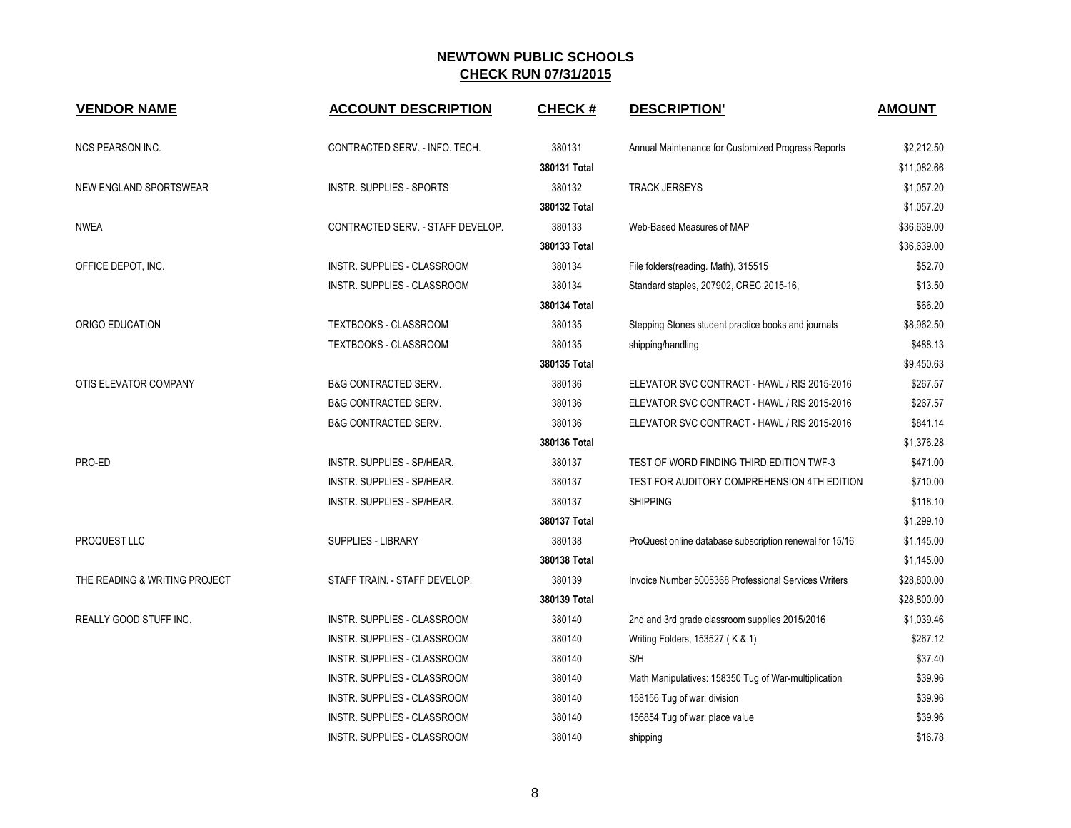## NEWTOWN PUBLIC SCHOOLS

**CHECK RUN 07/31/2015**

| VENDOR NAME | ACCOUNT DESCRIPTION | CHECK # | DESCRIPTION' | AMOUNT |
|---|---|---|---|---|
| NCS PEARSON INC. | CONTRACTED SERV. - INFO. TECH. | 380131 | Annual Maintenance for Customized Progress Reports | $2,212.50 |
| | | **380131 Total** | | $11,082.66 |
| NEW ENGLAND SPORTSWEAR | INSTR. SUPPLIES - SPORTS | 380132 | TRACK JERSEYS | $1,057.20 |
| | | **380132 Total** | | $1,057.20 |
| NWEA | CONTRACTED SERV. - STAFF DEVELOP. | 380133 | Web-Based Measures of MAP | $36,639.00 |
| | | **380133 Total** | | $36,639.00 |
| OFFICE DEPOT, INC. | INSTR. SUPPLIES - CLASSROOM | 380134 | File folders(reading. Math), 315515 | $52.70 |
| | INSTR. SUPPLIES - CLASSROOM | 380134 | Standard staples, 207902, CREC 2015-16, | $13.50 |
| | | **380134 Total** | | $66.20 |
| ORIGO EDUCATION | TEXTBOOKS - CLASSROOM | 380135 | Stepping Stones student practice books and journals | $8,962.50 |
| | TEXTBOOKS - CLASSROOM | 380135 | shipping/handling | $488.13 |
| | | **380135 Total** | | $9,450.63 |
| OTIS ELEVATOR COMPANY | B&G CONTRACTED SERV. | 380136 | ELEVATOR SVC CONTRACT - HAWL / RIS 2015-2016 | $267.57 |
| | B&G CONTRACTED SERV. | 380136 | ELEVATOR SVC CONTRACT - HAWL / RIS 2015-2016 | $267.57 |
| | B&G CONTRACTED SERV. | 380136 | ELEVATOR SVC CONTRACT - HAWL / RIS 2015-2016 | $841.14 |
| | | **380136 Total** | | $1,376.28 |
| PRO-ED | INSTR. SUPPLIES - SP/HEAR. | 380137 | TEST OF WORD FINDING THIRD EDITION TWF-3 | $471.00 |
| | INSTR. SUPPLIES - SP/HEAR. | 380137 | TEST FOR AUDITORY COMPREHENSION 4TH EDITION | $710.00 |
| | INSTR. SUPPLIES - SP/HEAR. | 380137 | SHIPPING | $118.10 |
| | | **380137 Total** | | $1,299.10 |
| PROQUEST LLC | SUPPLIES - LIBRARY | 380138 | ProQuest online database subscription renewal for 15/16 | $1,145.00 |
| | | **380138 Total** | | $1,145.00 |
| THE READING & WRITING PROJECT | STAFF TRAIN. - STAFF DEVELOP. | 380139 | Invoice Number 5005368 Professional Services Writers | $28,800.00 |
| | | **380139 Total** | | $28,800.00 |
| REALLY GOOD STUFF INC. | INSTR. SUPPLIES - CLASSROOM | 380140 | 2nd and 3rd grade classroom supplies 2015/2016 | $1,039.46 |
| | INSTR. SUPPLIES - CLASSROOM | 380140 | Writing Folders, 153527 ( K & 1) | $267.12 |
| | INSTR. SUPPLIES - CLASSROOM | 380140 | S/H | $37.40 |
| | INSTR. SUPPLIES - CLASSROOM | 380140 | Math Manipulatives: 158350 Tug of War-multiplication | $39.96 |
| | INSTR. SUPPLIES - CLASSROOM | 380140 | 158156 Tug of war: division | $39.96 |
| | INSTR. SUPPLIES - CLASSROOM | 380140 | 156854 Tug of war: place value | $39.96 |
| | INSTR. SUPPLIES - CLASSROOM | 380140 | shipping | $16.78 |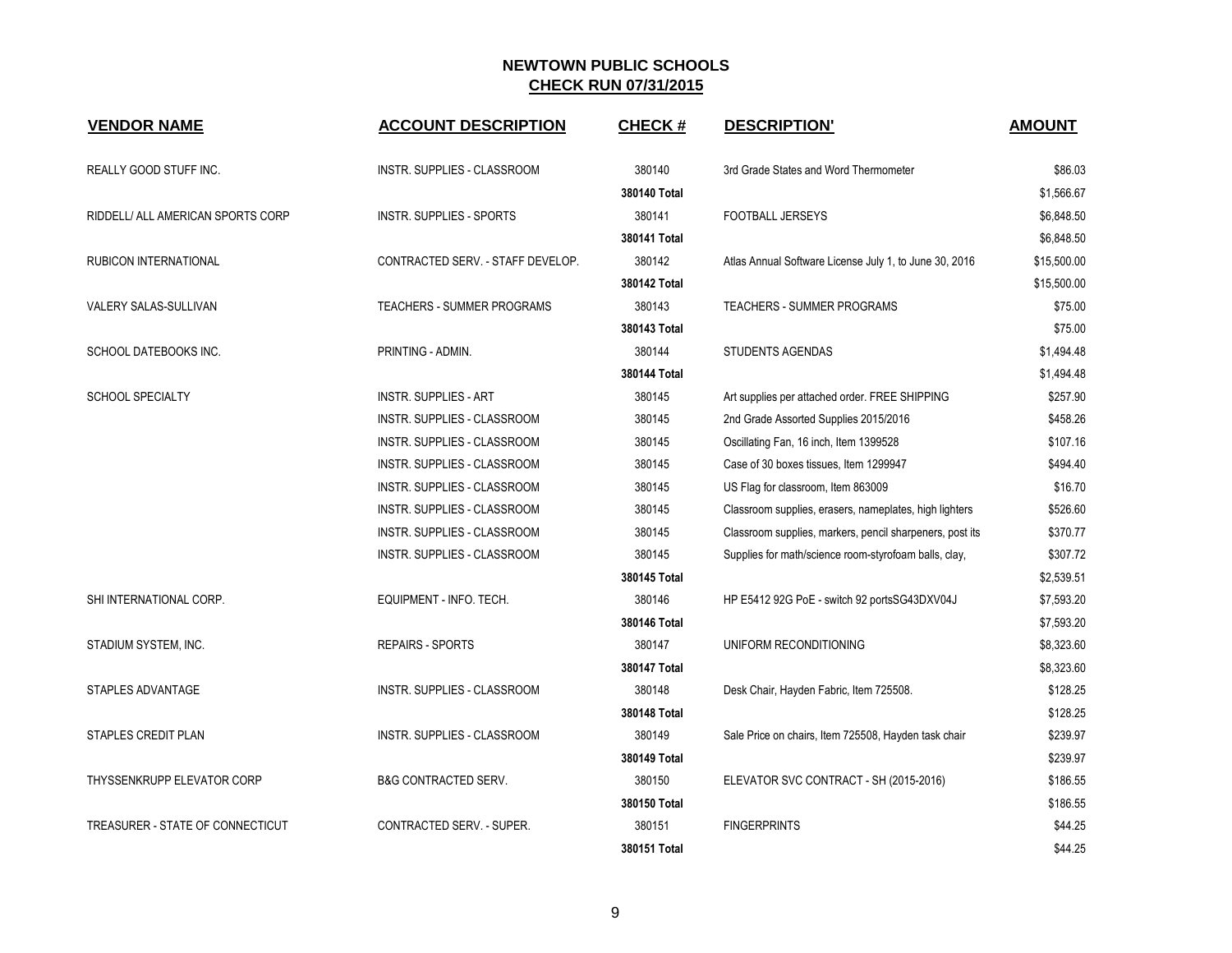# NEWTOWN PUBLIC SCHOOLS
## CHECK RUN 07/31/2015

| VENDOR NAME | ACCOUNT DESCRIPTION | CHECK # | DESCRIPTION' | AMOUNT |
|---|---|---|---|---|
| REALLY GOOD STUFF INC. | INSTR. SUPPLIES - CLASSROOM | 380140 | 3rd Grade States and Word Thermometer | $86.03 |
| | | **380140 Total** | | $1,566.67 |
| RIDDELL/ ALL AMERICAN SPORTS CORP | INSTR. SUPPLIES - SPORTS | 380141 | FOOTBALL JERSEYS | $6,848.50 |
| | | **380141 Total** | | $6,848.50 |
| RUBICON INTERNATIONAL | CONTRACTED SERV. - STAFF DEVELOP. | 380142 | Atlas Annual Software License July 1, to June 30, 2016 | $15,500.00 |
| | | **380142 Total** | | $15,500.00 |
| VALERY SALAS-SULLIVAN | TEACHERS - SUMMER PROGRAMS | 380143 | TEACHERS - SUMMER PROGRAMS | $75.00 |
| | | **380143 Total** | | $75.00 |
| SCHOOL DATEBOOKS INC. | PRINTING - ADMIN. | 380144 | STUDENTS AGENDAS | $1,494.48 |
| | | **380144 Total** | | $1,494.48 |
| SCHOOL SPECIALTY | INSTR. SUPPLIES - ART | 380145 | Art supplies per attached order. FREE SHIPPING | $257.90 |
| | INSTR. SUPPLIES - CLASSROOM | 380145 | 2nd Grade Assorted Supplies 2015/2016 | $458.26 |
| | INSTR. SUPPLIES - CLASSROOM | 380145 | Oscillating Fan, 16 inch, Item 1399528 | $107.16 |
| | INSTR. SUPPLIES - CLASSROOM | 380145 | Case of 30 boxes tissues, Item 1299947 | $494.40 |
| | INSTR. SUPPLIES - CLASSROOM | 380145 | US Flag for classroom, Item 863009 | $16.70 |
| | INSTR. SUPPLIES - CLASSROOM | 380145 | Classroom supplies, erasers, nameplates, high lighters | $526.60 |
| | INSTR. SUPPLIES - CLASSROOM | 380145 | Classroom supplies, markers, pencil sharpeners, post its | $370.77 |
| | INSTR. SUPPLIES - CLASSROOM | 380145 | Supplies for math/science room-styrofoam balls, clay, | $307.72 |
| | | **380145 Total** | | $2,539.51 |
| SHI INTERNATIONAL CORP. | EQUIPMENT - INFO. TECH. | 380146 | HP E5412 92G PoE - switch 92 portsSG43DXV04J | $7,593.20 |
| | | **380146 Total** | | $7,593.20 |
| STADIUM SYSTEM, INC. | REPAIRS - SPORTS | 380147 | UNIFORM RECONDITIONING | $8,323.60 |
| | | **380147 Total** | | $8,323.60 |
| STAPLES ADVANTAGE | INSTR. SUPPLIES - CLASSROOM | 380148 | Desk Chair, Hayden Fabric, Item 725508. | $128.25 |
| | | **380148 Total** | | $128.25 |
| STAPLES CREDIT PLAN | INSTR. SUPPLIES - CLASSROOM | 380149 | Sale Price on chairs, Item 725508, Hayden task chair | $239.97 |
| | | **380149 Total** | | $239.97 |
| THYSSENKRUPP ELEVATOR CORP | B&G CONTRACTED SERV. | 380150 | ELEVATOR SVC CONTRACT - SH (2015-2016) | $186.55 |
| | | **380150 Total** | | $186.55 |
| TREASURER - STATE OF CONNECTICUT | CONTRACTED SERV. - SUPER. | 380151 | FINGERPRINTS | $44.25 |
| | | **380151 Total** | | $44.25 |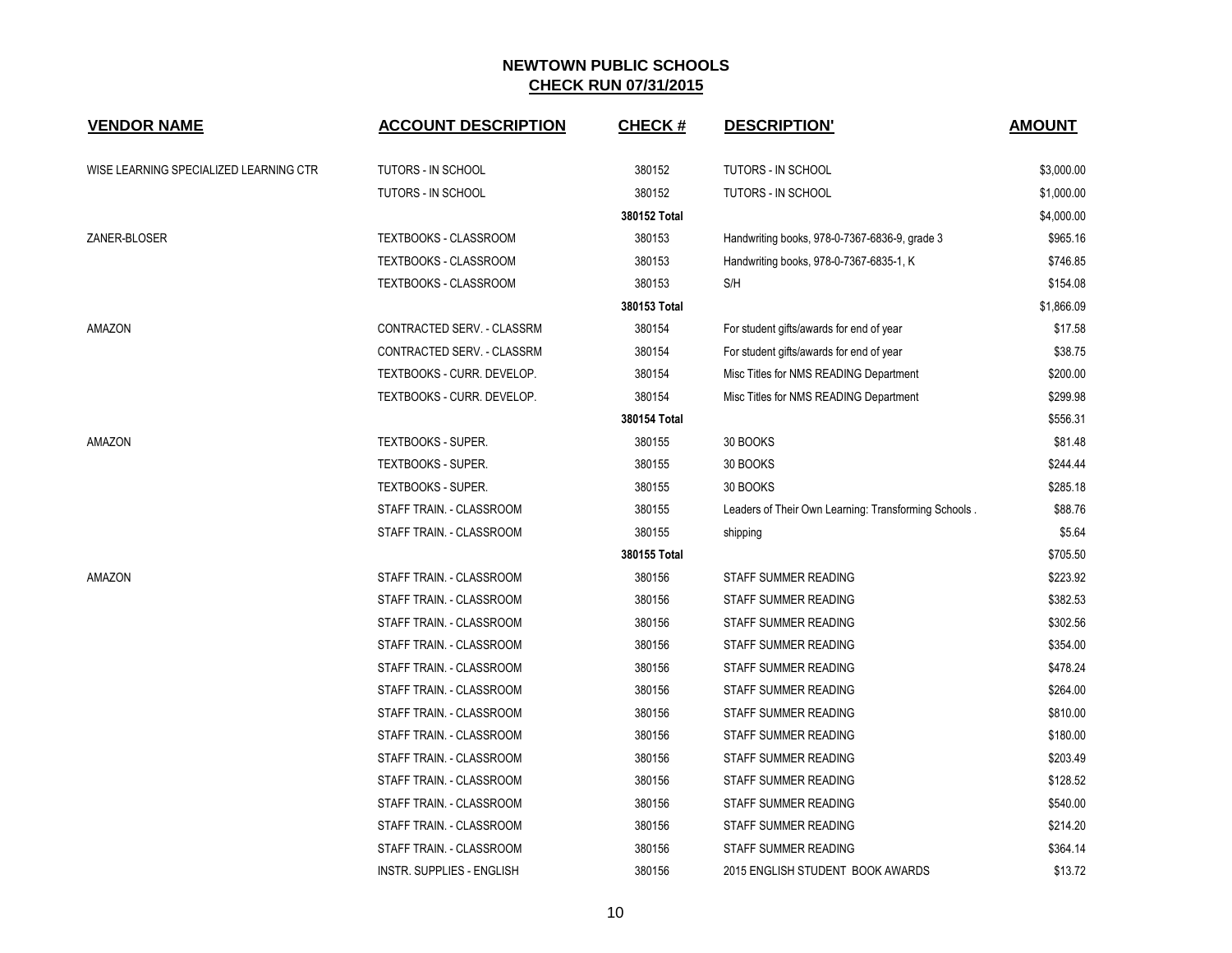# NEWTOWN PUBLIC SCHOOLS

## CHECK RUN 07/31/2015

| VENDOR NAME | ACCOUNT DESCRIPTION | CHECK # | DESCRIPTION' | AMOUNT |
|---|---|---|---|---|
| WISE LEARNING SPECIALIZED LEARNING CTR | TUTORS - IN SCHOOL | 380152 | TUTORS - IN SCHOOL | $3,000.00 |
| | TUTORS - IN SCHOOL | 380152 | TUTORS - IN SCHOOL | $1,000.00 |
| | | **380152 Total** | | $4,000.00 |
| ZANER-BLOSER | TEXTBOOKS - CLASSROOM | 380153 | Handwriting books, 978-0-7367-6836-9, grade 3 | $965.16 |
| | TEXTBOOKS - CLASSROOM | 380153 | Handwriting books, 978-0-7367-6835-1, K | $746.85 |
| | TEXTBOOKS - CLASSROOM | 380153 | S/H | $154.08 |
| | | **380153 Total** | | $1,866.09 |
| AMAZON | CONTRACTED SERV. - CLASSRM | 380154 | For student gifts/awards for end of year | $17.58 |
| | CONTRACTED SERV. - CLASSRM | 380154 | For student gifts/awards for end of year | $38.75 |
| | TEXTBOOKS - CURR. DEVELOP. | 380154 | Misc Titles for NMS READING Department | $200.00 |
| | TEXTBOOKS - CURR. DEVELOP. | 380154 | Misc Titles for NMS READING Department | $299.98 |
| | | **380154 Total** | | $556.31 |
| AMAZON | TEXTBOOKS - SUPER. | 380155 | 30 BOOKS | $81.48 |
| | TEXTBOOKS - SUPER. | 380155 | 30 BOOKS | $244.44 |
| | TEXTBOOKS - SUPER. | 380155 | 30 BOOKS | $285.18 |
| | STAFF TRAIN. - CLASSROOM | 380155 | Leaders of Their Own Learning: Transforming Schools . | $88.76 |
| | STAFF TRAIN. - CLASSROOM | 380155 | shipping | $5.64 |
| | | **380155 Total** | | $705.50 |
| AMAZON | STAFF TRAIN. - CLASSROOM | 380156 | STAFF SUMMER READING | $223.92 |
| | STAFF TRAIN. - CLASSROOM | 380156 | STAFF SUMMER READING | $382.53 |
| | STAFF TRAIN. - CLASSROOM | 380156 | STAFF SUMMER READING | $302.56 |
| | STAFF TRAIN. - CLASSROOM | 380156 | STAFF SUMMER READING | $354.00 |
| | STAFF TRAIN. - CLASSROOM | 380156 | STAFF SUMMER READING | $478.24 |
| | STAFF TRAIN. - CLASSROOM | 380156 | STAFF SUMMER READING | $264.00 |
| | STAFF TRAIN. - CLASSROOM | 380156 | STAFF SUMMER READING | $810.00 |
| | STAFF TRAIN. - CLASSROOM | 380156 | STAFF SUMMER READING | $180.00 |
| | STAFF TRAIN. - CLASSROOM | 380156 | STAFF SUMMER READING | $203.49 |
| | STAFF TRAIN. - CLASSROOM | 380156 | STAFF SUMMER READING | $128.52 |
| | STAFF TRAIN. - CLASSROOM | 380156 | STAFF SUMMER READING | $540.00 |
| | STAFF TRAIN. - CLASSROOM | 380156 | STAFF SUMMER READING | $214.20 |
| | STAFF TRAIN. - CLASSROOM | 380156 | STAFF SUMMER READING | $364.14 |
| | INSTR. SUPPLIES - ENGLISH | 380156 | 2015 ENGLISH STUDENT BOOK AWARDS | $13.72 |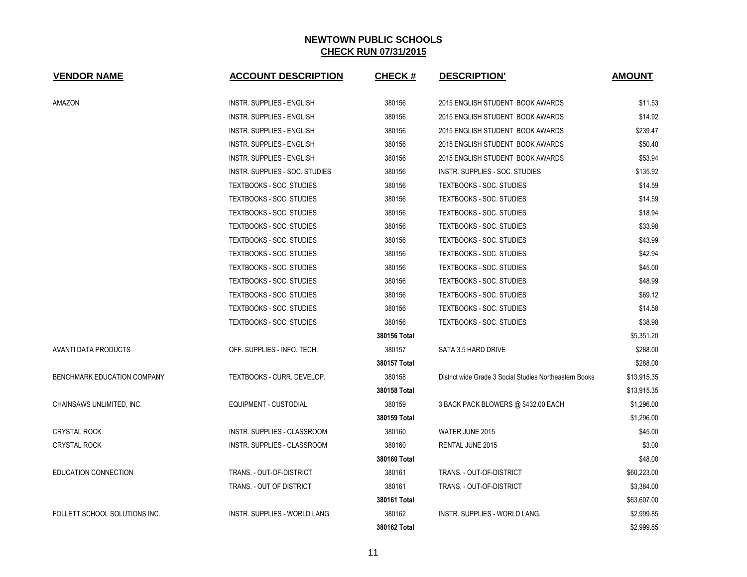# NEWTOWN PUBLIC SCHOOLS

## CHECK RUN 07/31/2015

| VENDOR NAME | ACCOUNT DESCRIPTION | CHECK # | DESCRIPTION' | AMOUNT |
|---|---|---|---|---|
| AMAZON | INSTR. SUPPLIES - ENGLISH | 380156 | 2015 ENGLISH STUDENT BOOK AWARDS | $11.53 |
| | INSTR. SUPPLIES - ENGLISH | 380156 | 2015 ENGLISH STUDENT BOOK AWARDS | $14.92 |
| | INSTR. SUPPLIES - ENGLISH | 380156 | 2015 ENGLISH STUDENT BOOK AWARDS | $239.47 |
| | INSTR. SUPPLIES - ENGLISH | 380156 | 2015 ENGLISH STUDENT BOOK AWARDS | $50.40 |
| | INSTR. SUPPLIES - ENGLISH | 380156 | 2015 ENGLISH STUDENT BOOK AWARDS | $53.94 |
| | INSTR. SUPPLIES - SOC. STUDIES | 380156 | INSTR. SUPPLIES - SOC. STUDIES | $135.92 |
| | TEXTBOOKS - SOC. STUDIES | 380156 | TEXTBOOKS - SOC. STUDIES | $14.59 |
| | TEXTBOOKS - SOC. STUDIES | 380156 | TEXTBOOKS - SOC. STUDIES | $14.59 |
| | TEXTBOOKS - SOC. STUDIES | 380156 | TEXTBOOKS - SOC. STUDIES | $18.94 |
| | TEXTBOOKS - SOC. STUDIES | 380156 | TEXTBOOKS - SOC. STUDIES | $33.98 |
| | TEXTBOOKS - SOC. STUDIES | 380156 | TEXTBOOKS - SOC. STUDIES | $43.99 |
| | TEXTBOOKS - SOC. STUDIES | 380156 | TEXTBOOKS - SOC. STUDIES | $42.94 |
| | TEXTBOOKS - SOC. STUDIES | 380156 | TEXTBOOKS - SOC. STUDIES | $45.00 |
| | TEXTBOOKS - SOC. STUDIES | 380156 | TEXTBOOKS - SOC. STUDIES | $48.99 |
| | TEXTBOOKS - SOC. STUDIES | 380156 | TEXTBOOKS - SOC. STUDIES | $69.12 |
| | TEXTBOOKS - SOC. STUDIES | 380156 | TEXTBOOKS - SOC. STUDIES | $14.58 |
| | TEXTBOOKS - SOC. STUDIES | 380156 | TEXTBOOKS - SOC. STUDIES | $38.98 |
| | | **380156 Total** | | $5,351.20 |
| AVANTI DATA PRODUCTS | OFF. SUPPLIES - INFO. TECH. | 380157 | SATA 3.5 HARD DRIVE | $288.00 |
| | | **380157 Total** | | $288.00 |
| BENCHMARK EDUCATION COMPANY | TEXTBOOKS - CURR. DEVELOP. | 380158 | District wide Grade 3 Social Studies Northeastern Books | $13,915.35 |
| | | **380158 Total** | | $13,915.35 |
| CHAINSAWS UNLIMITED, INC. | EQUIPMENT - CUSTODIAL | 380159 | 3 BACK PACK BLOWERS @ $432.00 EACH | $1,296.00 |
| | | **380159 Total** | | $1,296.00 |
| CRYSTAL ROCK | INSTR. SUPPLIES - CLASSROOM | 380160 | WATER JUNE 2015 | $45.00 |
| CRYSTAL ROCK | INSTR. SUPPLIES - CLASSROOM | 380160 | RENTAL JUNE 2015 | $3.00 |
| | | **380160 Total** | | $48.00 |
| EDUCATION CONNECTION | TRANS. - OUT-OF-DISTRICT | 380161 | TRANS. - OUT-OF-DISTRICT | $60,223.00 |
| | TRANS. - OUT OF DISTRICT | 380161 | TRANS. - OUT-OF-DISTRICT | $3,384.00 |
| | | **380161 Total** | | $63,607.00 |
| FOLLETT SCHOOL SOLUTIONS INC. | INSTR. SUPPLIES - WORLD LANG. | 380162 | INSTR. SUPPLIES - WORLD LANG. | $2,999.85 |
| | | **380162 Total** | | $2,999.85 |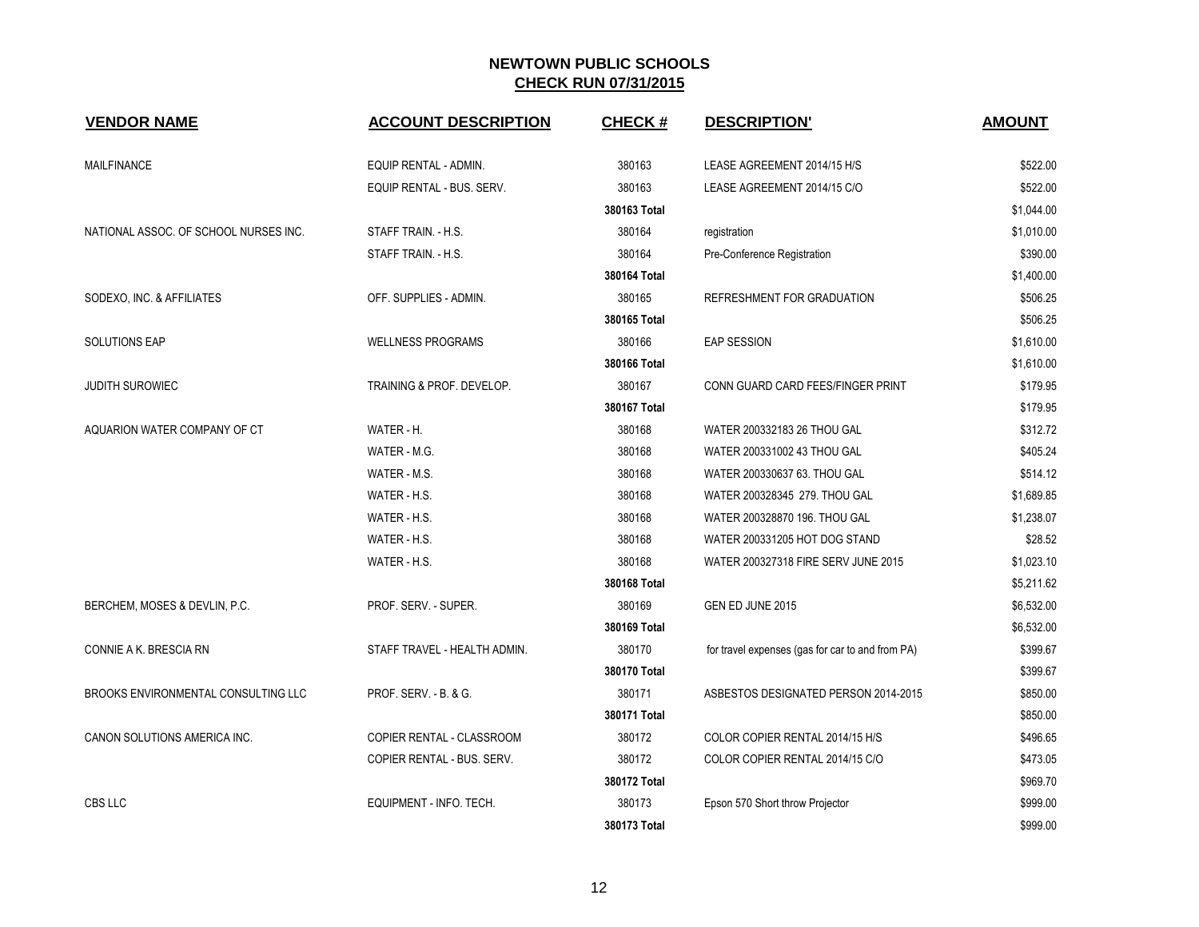# NEWTOWN PUBLIC SCHOOLS

## CHECK RUN 07/31/2015

| VENDOR NAME | ACCOUNT DESCRIPTION | CHECK # | DESCRIPTION' | AMOUNT |
|---|---|---|---|---|
| MAILFINANCE | EQUIP RENTAL - ADMIN. | 380163 | LEASE AGREEMENT 2014/15 H/S | $522.00 |
| | EQUIP RENTAL - BUS. SERV. | 380163 | LEASE AGREEMENT 2014/15 C/O | $522.00 |
| | | **380163 Total** | | $1,044.00 |
| NATIONAL ASSOC. OF SCHOOL NURSES INC. | STAFF TRAIN. - H.S. | 380164 | registration | $1,010.00 |
| | STAFF TRAIN. - H.S. | 380164 | Pre-Conference Registration | $390.00 |
| | | **380164 Total** | | $1,400.00 |
| SODEXO, INC. & AFFILIATES | OFF. SUPPLIES - ADMIN. | 380165 | REFRESHMENT FOR GRADUATION | $506.25 |
| | | **380165 Total** | | $506.25 |
| SOLUTIONS EAP | WELLNESS PROGRAMS | 380166 | EAP SESSION | $1,610.00 |
| | | **380166 Total** | | $1,610.00 |
| JUDITH SUROWIEC | TRAINING & PROF. DEVELOP. | 380167 | CONN GUARD CARD FEES/FINGER PRINT | $179.95 |
| | | **380167 Total** | | $179.95 |
| AQUARION WATER COMPANY OF CT | WATER - H. | 380168 | WATER 200332183 26 THOU GAL | $312.72 |
| | WATER - M.G. | 380168 | WATER 200331002 43 THOU GAL | $405.24 |
| | WATER - M.S. | 380168 | WATER 200330637 63. THOU GAL | $514.12 |
| | WATER - H.S. | 380168 | WATER 200328345 279. THOU GAL | $1,689.85 |
| | WATER - H.S. | 380168 | WATER 200328870 196. THOU GAL | $1,238.07 |
| | WATER - H.S. | 380168 | WATER 200331205 HOT DOG STAND | $28.52 |
| | WATER - H.S. | 380168 | WATER 200327318 FIRE SERV JUNE 2015 | $1,023.10 |
| | | **380168 Total** | | $5,211.62 |
| BERCHEM, MOSES & DEVLIN, P.C. | PROF. SERV. - SUPER. | 380169 | GEN ED JUNE 2015 | $6,532.00 |
| | | **380169 Total** | | $6,532.00 |
| CONNIE A K. BRESCIA RN | STAFF TRAVEL - HEALTH ADMIN. | 380170 | for travel expenses (gas for car to and from PA) | $399.67 |
| | | **380170 Total** | | $399.67 |
| BROOKS ENVIRONMENTAL CONSULTING LLC | PROF. SERV. - B. & G. | 380171 | ASBESTOS DESIGNATED PERSON 2014-2015 | $850.00 |
| | | **380171 Total** | | $850.00 |
| CANON SOLUTIONS AMERICA INC. | COPIER RENTAL - CLASSROOM | 380172 | COLOR COPIER RENTAL 2014/15 H/S | $496.65 |
| | COPIER RENTAL - BUS. SERV. | 380172 | COLOR COPIER RENTAL 2014/15 C/O | $473.05 |
| | | **380172 Total** | | $969.70 |
| CBS LLC | EQUIPMENT - INFO. TECH. | 380173 | Epson 570 Short throw Projector | $999.00 |
| | | **380173 Total** | | $999.00 |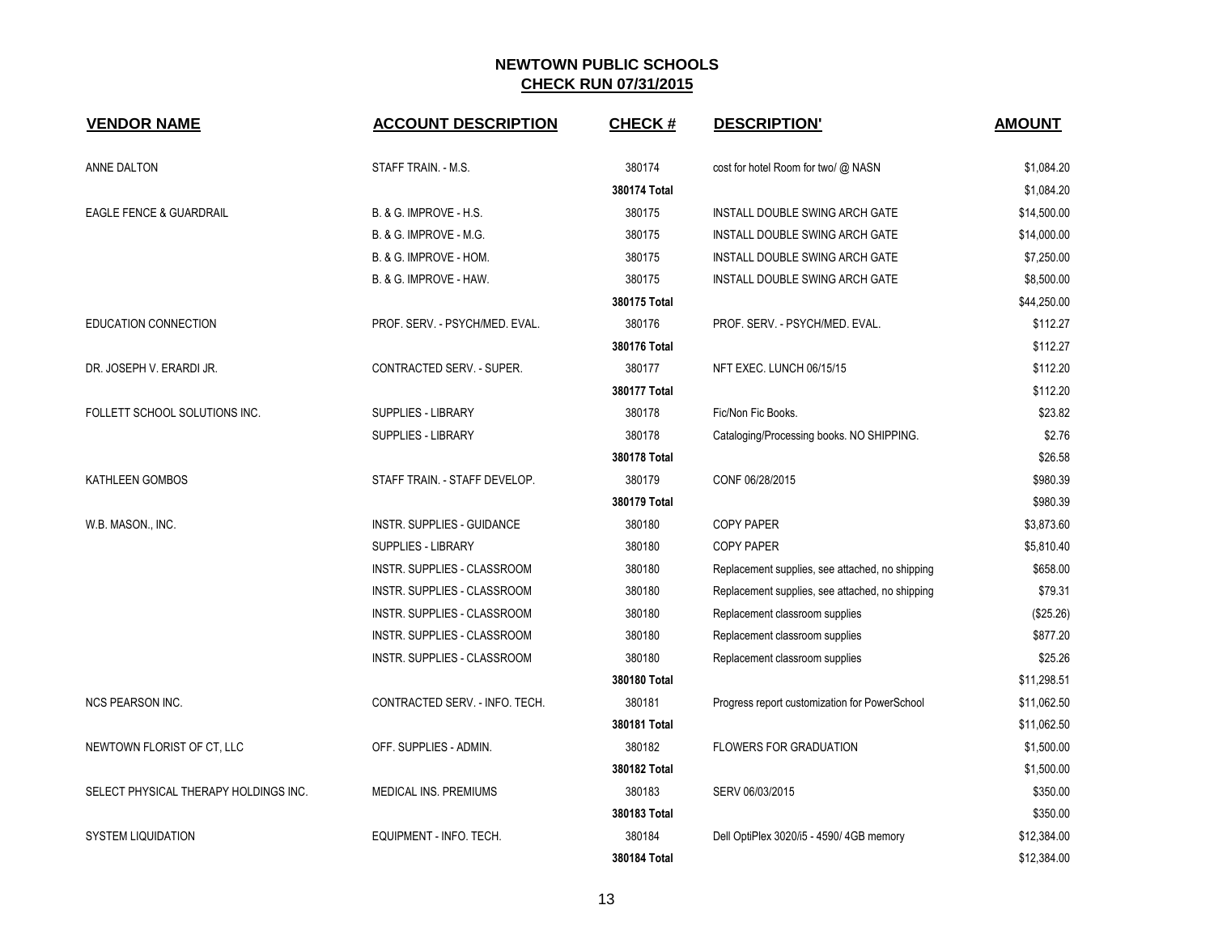# NEWTOWN PUBLIC SCHOOLS

## CHECK RUN 07/31/2015

| VENDOR NAME | ACCOUNT DESCRIPTION | CHECK # | DESCRIPTION' | AMOUNT |
|---|---|---|---|---|
| ANNE DALTON | STAFF TRAIN. - M.S. | 380174 | cost for hotel Room for two/ @ NASN | $1,084.20 |
| | | **380174 Total** | | $1,084.20 |
| EAGLE FENCE & GUARDRAIL | B. & G. IMPROVE - H.S. | 380175 | INSTALL DOUBLE SWING ARCH GATE | $14,500.00 |
| | B. & G. IMPROVE - M.G. | 380175 | INSTALL DOUBLE SWING ARCH GATE | $14,000.00 |
| | B. & G. IMPROVE - HOM. | 380175 | INSTALL DOUBLE SWING ARCH GATE | $7,250.00 |
| | B. & G. IMPROVE - HAW. | 380175 | INSTALL DOUBLE SWING ARCH GATE | $8,500.00 |
| | | **380175 Total** | | $44,250.00 |
| EDUCATION CONNECTION | PROF. SERV. - PSYCH/MED. EVAL. | 380176 | PROF. SERV. - PSYCH/MED. EVAL. | $112.27 |
| | | **380176 Total** | | $112.27 |
| DR. JOSEPH V. ERARDI JR. | CONTRACTED SERV. - SUPER. | 380177 | NFT EXEC. LUNCH 06/15/15 | $112.20 |
| | | **380177 Total** | | $112.20 |
| FOLLETT SCHOOL SOLUTIONS INC. | SUPPLIES - LIBRARY | 380178 | Fic/Non Fic Books. | $23.82 |
| | SUPPLIES - LIBRARY | 380178 | Cataloging/Processing books. NO SHIPPING. | $2.76 |
| | | **380178 Total** | | $26.58 |
| KATHLEEN GOMBOS | STAFF TRAIN. - STAFF DEVELOP. | 380179 | CONF 06/28/2015 | $980.39 |
| | | **380179 Total** | | $980.39 |
| W.B. MASON., INC. | INSTR. SUPPLIES - GUIDANCE | 380180 | COPY PAPER | $3,873.60 |
| | SUPPLIES - LIBRARY | 380180 | COPY PAPER | $5,810.40 |
| | INSTR. SUPPLIES - CLASSROOM | 380180 | Replacement supplies, see attached, no shipping | $658.00 |
| | INSTR. SUPPLIES - CLASSROOM | 380180 | Replacement supplies, see attached, no shipping | $79.31 |
| | INSTR. SUPPLIES - CLASSROOM | 380180 | Replacement classroom supplies | ($25.26) |
| | INSTR. SUPPLIES - CLASSROOM | 380180 | Replacement classroom supplies | $877.20 |
| | INSTR. SUPPLIES - CLASSROOM | 380180 | Replacement classroom supplies | $25.26 |
| | | **380180 Total** | | $11,298.51 |
| NCS PEARSON INC. | CONTRACTED SERV. - INFO. TECH. | 380181 | Progress report customization for PowerSchool | $11,062.50 |
| | | **380181 Total** | | $11,062.50 |
| NEWTOWN FLORIST OF CT, LLC | OFF. SUPPLIES - ADMIN. | 380182 | FLOWERS FOR GRADUATION | $1,500.00 |
| | | **380182 Total** | | $1,500.00 |
| SELECT PHYSICAL THERAPY HOLDINGS INC. | MEDICAL INS. PREMIUMS | 380183 | SERV 06/03/2015 | $350.00 |
| | | **380183 Total** | | $350.00 |
| SYSTEM LIQUIDATION | EQUIPMENT - INFO. TECH. | 380184 | Dell OptiPlex 3020/i5 - 4590/ 4GB memory | $12,384.00 |
| | | **380184 Total** | | $12,384.00 |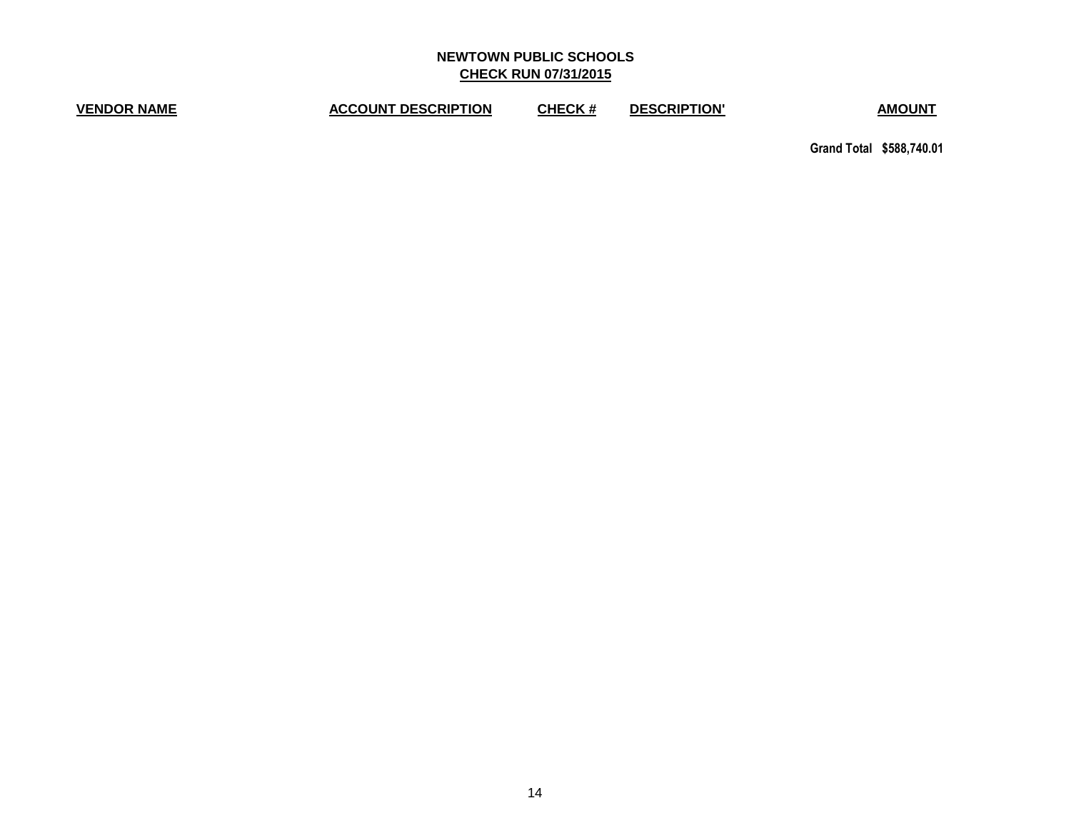**NEWTOWN PUBLIC SCHOOLS**
**CHECK RUN 07/31/2015**

| VENDOR NAME | ACCOUNT DESCRIPTION | CHECK # | DESCRIPTION' | AMOUNT |
|---|---|---|---|---|
| | | | Grand Total | $588,740.01 |